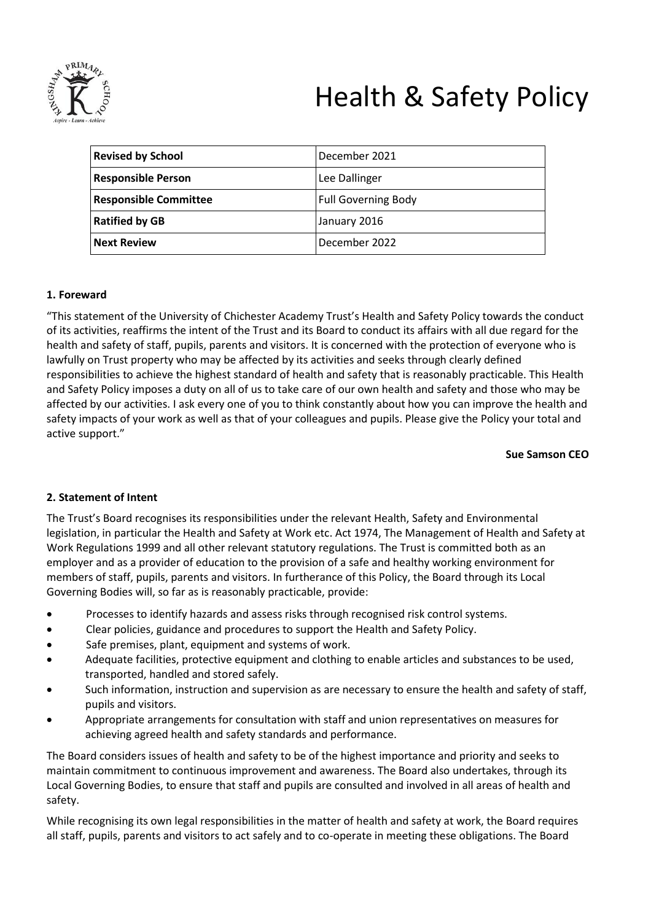# Health & Safety Policy

| Revised by School | December 2021 |
| --- | --- |
| **Responsible Person** | Lee Dallinger |
| **Responsible Committee** | Full Governing Body |
| **Ratified by GB** | January 2016 |
| **Next Review** | December 2022 |

## 1. Foreward

"This statement of the University of Chichester Academy Trust's Health and Safety Policy towards the conduct of its activities, reaffirms the intent of the Trust and its Board to conduct its affairs with all due regard for the health and safety of staff, pupils, parents and visitors. It is concerned with the protection of everyone who is lawfully on Trust property who may be affected by its activities and seeks through clearly defined responsibilities to achieve the highest standard of health and safety that is reasonably practicable. This Health and Safety Policy imposes a duty on all of us to take care of our own health and safety and those who may be affected by our activities. I ask every one of you to think constantly about how you can improve the health and safety impacts of your work as well as that of your colleagues and pupils. Please give the Policy your total and active support."

**Sue Samson CEO**

## 2. Statement of Intent

The Trust's Board recognises its responsibilities under the relevant Health, Safety and Environmental legislation, in particular the Health and Safety at Work etc. Act 1974, The Management of Health and Safety at Work Regulations 1999 and all other relevant statutory regulations. The Trust is committed both as an employer and as a provider of education to the provision of a safe and healthy working environment for members of staff, pupils, parents and visitors. In furtherance of this Policy, the Board through its Local Governing Bodies will, so far as is reasonably practicable, provide:

- Processes to identify hazards and assess risks through recognised risk control systems.
- Clear policies, guidance and procedures to support the Health and Safety Policy.
- Safe premises, plant, equipment and systems of work.
- Adequate facilities, protective equipment and clothing to enable articles and substances to be used, transported, handled and stored safely.
- Such information, instruction and supervision as are necessary to ensure the health and safety of staff, pupils and visitors.
- Appropriate arrangements for consultation with staff and union representatives on measures for achieving agreed health and safety standards and performance.

The Board considers issues of health and safety to be of the highest importance and priority and seeks to maintain commitment to continuous improvement and awareness. The Board also undertakes, through its Local Governing Bodies, to ensure that staff and pupils are consulted and involved in all areas of health and safety.

While recognising its own legal responsibilities in the matter of health and safety at work, the Board requires all staff, pupils, parents and visitors to act safely and to co-operate in meeting these obligations. The Board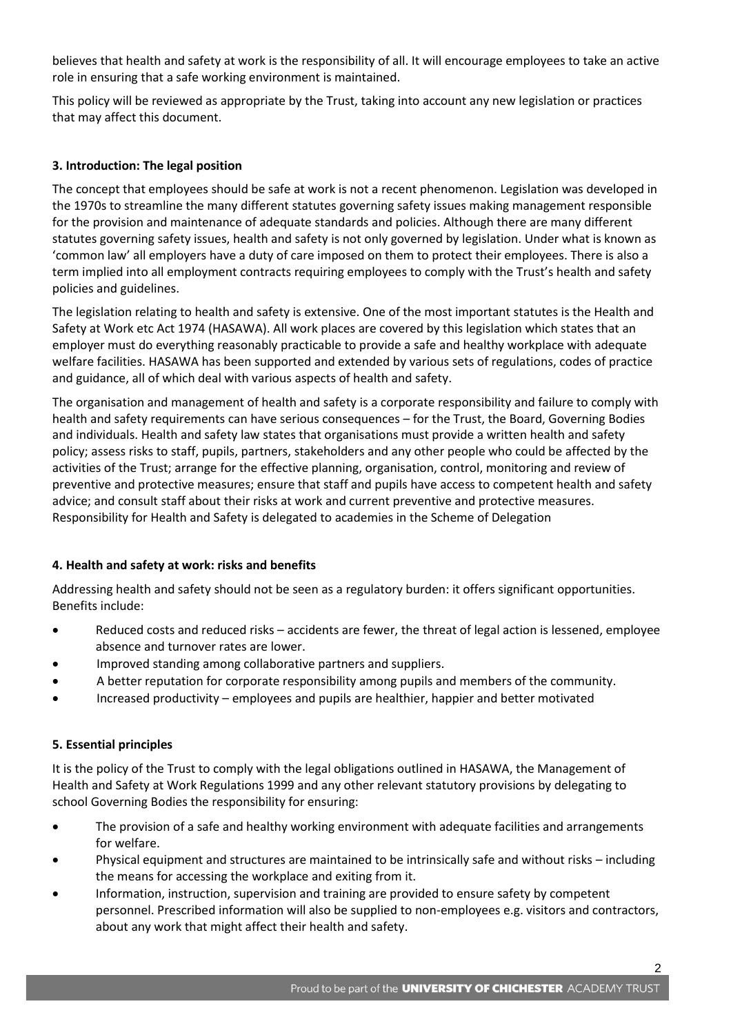believes that health and safety at work is the responsibility of all. It will encourage employees to take an active role in ensuring that a safe working environment is maintained.

This policy will be reviewed as appropriate by the Trust, taking into account any new legislation or practices that may affect this document.

### 3. Introduction: The legal position

The concept that employees should be safe at work is not a recent phenomenon. Legislation was developed in the 1970s to streamline the many different statutes governing safety issues making management responsible for the provision and maintenance of adequate standards and policies. Although there are many different statutes governing safety issues, health and safety is not only governed by legislation. Under what is known as 'common law' all employers have a duty of care imposed on them to protect their employees. There is also a term implied into all employment contracts requiring employees to comply with the Trust's health and safety policies and guidelines.

The legislation relating to health and safety is extensive. One of the most important statutes is the Health and Safety at Work etc Act 1974 (HASAWA). All work places are covered by this legislation which states that an employer must do everything reasonably practicable to provide a safe and healthy workplace with adequate welfare facilities. HASAWA has been supported and extended by various sets of regulations, codes of practice and guidance, all of which deal with various aspects of health and safety.

The organisation and management of health and safety is a corporate responsibility and failure to comply with health and safety requirements can have serious consequences – for the Trust, the Board, Governing Bodies and individuals. Health and safety law states that organisations must provide a written health and safety policy; assess risks to staff, pupils, partners, stakeholders and any other people who could be affected by the activities of the Trust; arrange for the effective planning, organisation, control, monitoring and review of preventive and protective measures; ensure that staff and pupils have access to competent health and safety advice; and consult staff about their risks at work and current preventive and protective measures. Responsibility for Health and Safety is delegated to academies in the Scheme of Delegation

### 4. Health and safety at work: risks and benefits

Addressing health and safety should not be seen as a regulatory burden: it offers significant opportunities. Benefits include:

- Reduced costs and reduced risks – accidents are fewer, the threat of legal action is lessened, employee absence and turnover rates are lower.
- Improved standing among collaborative partners and suppliers.
- A better reputation for corporate responsibility among pupils and members of the community.
- Increased productivity – employees and pupils are healthier, happier and better motivated

### 5. Essential principles

It is the policy of the Trust to comply with the legal obligations outlined in HASAWA, the Management of Health and Safety at Work Regulations 1999 and any other relevant statutory provisions by delegating to school Governing Bodies the responsibility for ensuring:

- The provision of a safe and healthy working environment with adequate facilities and arrangements for welfare.
- Physical equipment and structures are maintained to be intrinsically safe and without risks – including the means for accessing the workplace and exiting from it.
- Information, instruction, supervision and training are provided to ensure safety by competent personnel. Prescribed information will also be supplied to non-employees e.g. visitors and contractors, about any work that might affect their health and safety.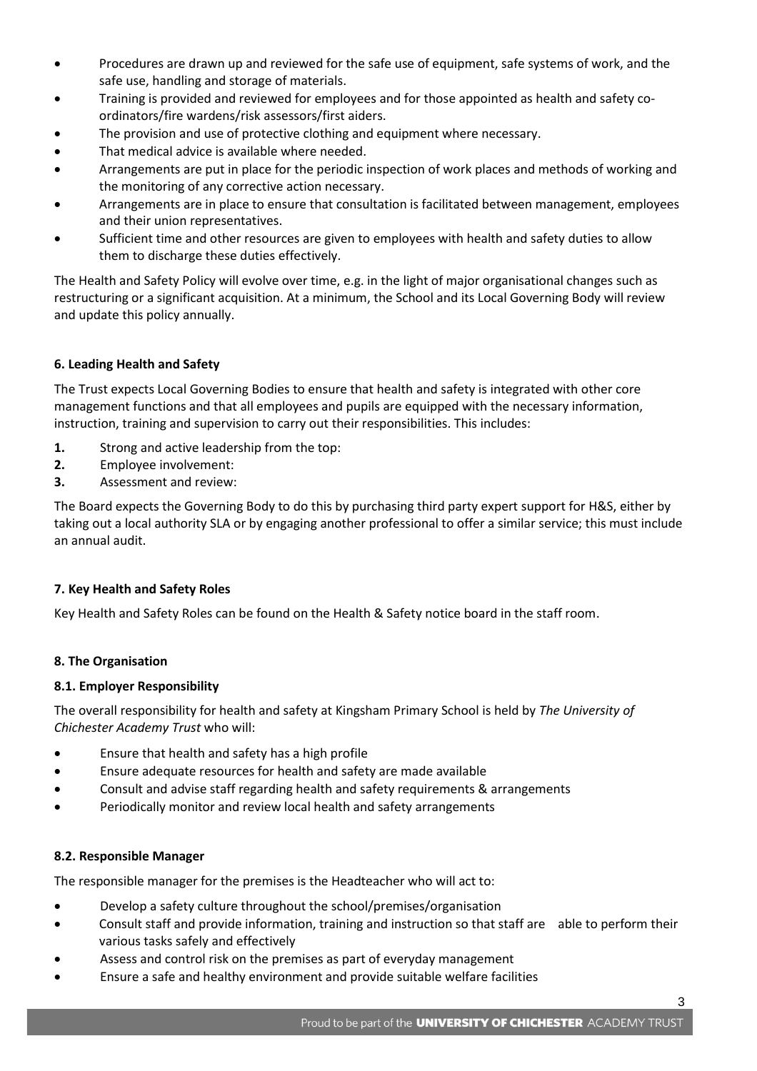- Procedures are drawn up and reviewed for the safe use of equipment, safe systems of work, and the safe use, handling and storage of materials.
- Training is provided and reviewed for employees and for those appointed as health and safety co-ordinators/fire wardens/risk assessors/first aiders.
- The provision and use of protective clothing and equipment where necessary.
- That medical advice is available where needed.
- Arrangements are put in place for the periodic inspection of work places and methods of working and the monitoring of any corrective action necessary.
- Arrangements are in place to ensure that consultation is facilitated between management, employees and their union representatives.
- Sufficient time and other resources are given to employees with health and safety duties to allow them to discharge these duties effectively.

The Health and Safety Policy will evolve over time, e.g. in the light of major organisational changes such as restructuring or a significant acquisition. At a minimum, the School and its Local Governing Body will review and update this policy annually.

### 6. Leading Health and Safety

The Trust expects Local Governing Bodies to ensure that health and safety is integrated with other core management functions and that all employees and pupils are equipped with the necessary information, instruction, training and supervision to carry out their responsibilities. This includes:

1. Strong and active leadership from the top:
2. Employee involvement:
3. Assessment and review:

The Board expects the Governing Body to do this by purchasing third party expert support for H&S, either by taking out a local authority SLA or by engaging another professional to offer a similar service; this must include an annual audit.

### 7. Key Health and Safety Roles

Key Health and Safety Roles can be found on the Health & Safety notice board in the staff room.

### 8. The Organisation

#### 8.1. Employer Responsibility

The overall responsibility for health and safety at Kingsham Primary School is held by *The University of Chichester Academy Trust* who will:

- Ensure that health and safety has a high profile
- Ensure adequate resources for health and safety are made available
- Consult and advise staff regarding health and safety requirements & arrangements
- Periodically monitor and review local health and safety arrangements

#### 8.2. Responsible Manager

The responsible manager for the premises is the Headteacher who will act to:

- Develop a safety culture throughout the school/premises/organisation
- Consult staff and provide information, training and instruction so that staff are able to perform their various tasks safely and effectively
- Assess and control risk on the premises as part of everyday management
- Ensure a safe and healthy environment and provide suitable welfare facilities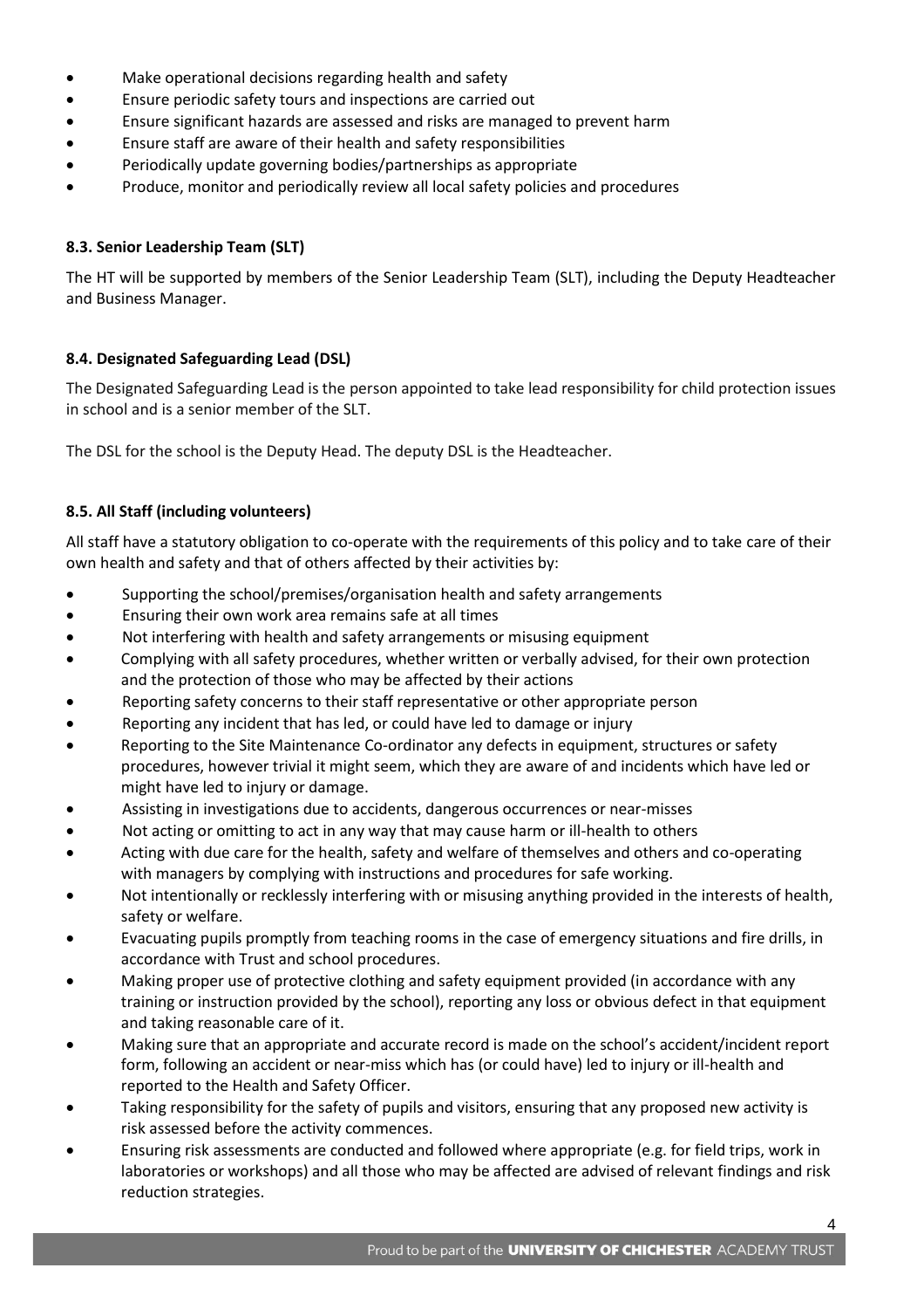- Make operational decisions regarding health and safety
- Ensure periodic safety tours and inspections are carried out
- Ensure significant hazards are assessed and risks are managed to prevent harm
- Ensure staff are aware of their health and safety responsibilities
- Periodically update governing bodies/partnerships as appropriate
- Produce, monitor and periodically review all local safety policies and procedures

### 8.3. Senior Leadership Team (SLT)

The HT will be supported by members of the Senior Leadership Team (SLT), including the Deputy Headteacher and Business Manager.

### 8.4. Designated Safeguarding Lead (DSL)

The Designated Safeguarding Lead is the person appointed to take lead responsibility for child protection issues in school and is a senior member of the SLT.

The DSL for the school is the Deputy Head. The deputy DSL is the Headteacher.

### 8.5. All Staff (including volunteers)

All staff have a statutory obligation to co-operate with the requirements of this policy and to take care of their own health and safety and that of others affected by their activities by:

- Supporting the school/premises/organisation health and safety arrangements
- Ensuring their own work area remains safe at all times
- Not interfering with health and safety arrangements or misusing equipment
- Complying with all safety procedures, whether written or verbally advised, for their own protection and the protection of those who may be affected by their actions
- Reporting safety concerns to their staff representative or other appropriate person
- Reporting any incident that has led, or could have led to damage or injury
- Reporting to the Site Maintenance Co-ordinator any defects in equipment, structures or safety procedures, however trivial it might seem, which they are aware of and incidents which have led or might have led to injury or damage.
- Assisting in investigations due to accidents, dangerous occurrences or near-misses
- Not acting or omitting to act in any way that may cause harm or ill-health to others
- Acting with due care for the health, safety and welfare of themselves and others and co-operating with managers by complying with instructions and procedures for safe working.
- Not intentionally or recklessly interfering with or misusing anything provided in the interests of health, safety or welfare.
- Evacuating pupils promptly from teaching rooms in the case of emergency situations and fire drills, in accordance with Trust and school procedures.
- Making proper use of protective clothing and safety equipment provided (in accordance with any training or instruction provided by the school), reporting any loss or obvious defect in that equipment and taking reasonable care of it.
- Making sure that an appropriate and accurate record is made on the school's accident/incident report form, following an accident or near-miss which has (or could have) led to injury or ill-health and reported to the Health and Safety Officer.
- Taking responsibility for the safety of pupils and visitors, ensuring that any proposed new activity is risk assessed before the activity commences.
- Ensuring risk assessments are conducted and followed where appropriate (e.g. for field trips, work in laboratories or workshops) and all those who may be affected are advised of relevant findings and risk reduction strategies.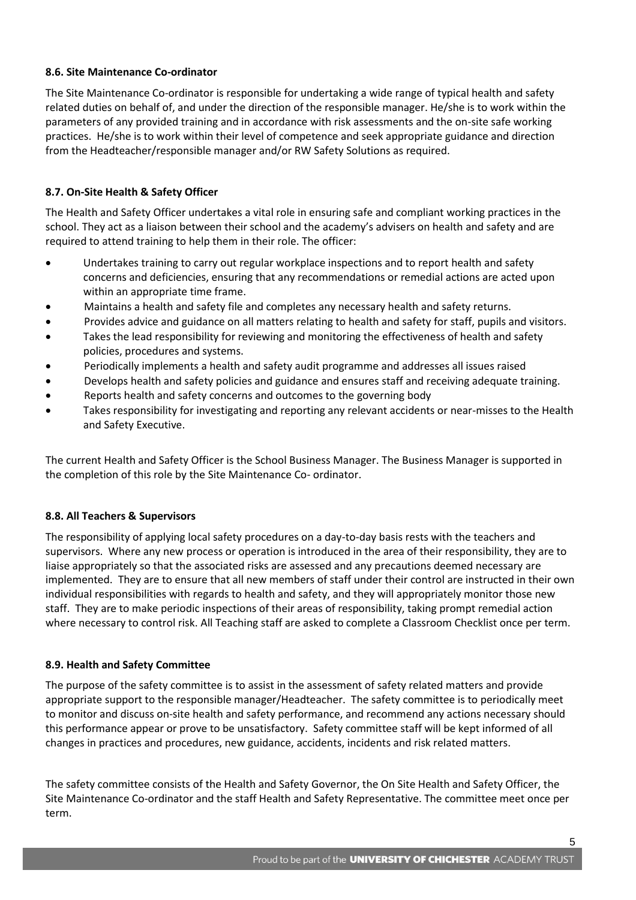#### 8.6. Site Maintenance Co-ordinator

The Site Maintenance Co-ordinator is responsible for undertaking a wide range of typical health and safety related duties on behalf of, and under the direction of the responsible manager. He/she is to work within the parameters of any provided training and in accordance with risk assessments and the on-site safe working practices. He/she is to work within their level of competence and seek appropriate guidance and direction from the Headteacher/responsible manager and/or RW Safety Solutions as required.

#### 8.7. On-Site Health & Safety Officer

The Health and Safety Officer undertakes a vital role in ensuring safe and compliant working practices in the school. They act as a liaison between their school and the academy's advisers on health and safety and are required to attend training to help them in their role. The officer:

- Undertakes training to carry out regular workplace inspections and to report health and safety concerns and deficiencies, ensuring that any recommendations or remedial actions are acted upon within an appropriate time frame.
- Maintains a health and safety file and completes any necessary health and safety returns.
- Provides advice and guidance on all matters relating to health and safety for staff, pupils and visitors.
- Takes the lead responsibility for reviewing and monitoring the effectiveness of health and safety policies, procedures and systems.
- Periodically implements a health and safety audit programme and addresses all issues raised
- Develops health and safety policies and guidance and ensures staff and receiving adequate training.
- Reports health and safety concerns and outcomes to the governing body
- Takes responsibility for investigating and reporting any relevant accidents or near-misses to the Health and Safety Executive.

The current Health and Safety Officer is the School Business Manager. The Business Manager is supported in the completion of this role by the Site Maintenance Co- ordinator.

#### 8.8. All Teachers & Supervisors

The responsibility of applying local safety procedures on a day-to-day basis rests with the teachers and supervisors. Where any new process or operation is introduced in the area of their responsibility, they are to liaise appropriately so that the associated risks are assessed and any precautions deemed necessary are implemented. They are to ensure that all new members of staff under their control are instructed in their own individual responsibilities with regards to health and safety, and they will appropriately monitor those new staff. They are to make periodic inspections of their areas of responsibility, taking prompt remedial action where necessary to control risk. All Teaching staff are asked to complete a Classroom Checklist once per term.

#### 8.9. Health and Safety Committee

The purpose of the safety committee is to assist in the assessment of safety related matters and provide appropriate support to the responsible manager/Headteacher. The safety committee is to periodically meet to monitor and discuss on-site health and safety performance, and recommend any actions necessary should this performance appear or prove to be unsatisfactory. Safety committee staff will be kept informed of all changes in practices and procedures, new guidance, accidents, incidents and risk related matters.

The safety committee consists of the Health and Safety Governor, the On Site Health and Safety Officer, the Site Maintenance Co-ordinator and the staff Health and Safety Representative. The committee meet once per term.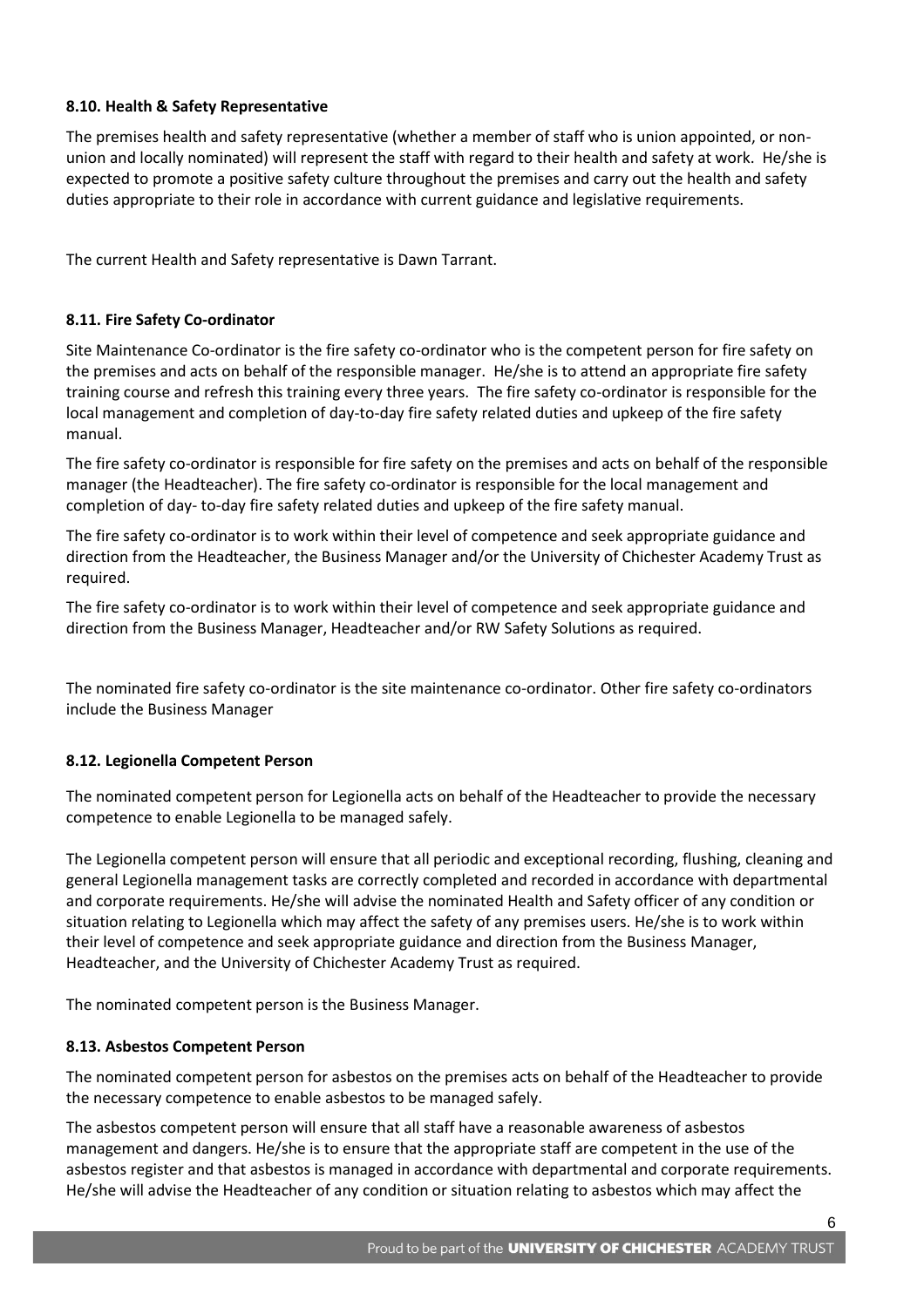#### 8.10. Health & Safety Representative

The premises health and safety representative (whether a member of staff who is union appointed, or non-union and locally nominated) will represent the staff with regard to their health and safety at work. He/she is expected to promote a positive safety culture throughout the premises and carry out the health and safety duties appropriate to their role in accordance with current guidance and legislative requirements.

The current Health and Safety representative is Dawn Tarrant.

#### 8.11. Fire Safety Co-ordinator

Site Maintenance Co-ordinator is the fire safety co-ordinator who is the competent person for fire safety on the premises and acts on behalf of the responsible manager. He/she is to attend an appropriate fire safety training course and refresh this training every three years. The fire safety co-ordinator is responsible for the local management and completion of day-to-day fire safety related duties and upkeep of the fire safety manual.

The fire safety co-ordinator is responsible for fire safety on the premises and acts on behalf of the responsible manager (the Headteacher). The fire safety co-ordinator is responsible for the local management and completion of day- to-day fire safety related duties and upkeep of the fire safety manual.

The fire safety co-ordinator is to work within their level of competence and seek appropriate guidance and direction from the Headteacher, the Business Manager and/or the University of Chichester Academy Trust as required.

The fire safety co-ordinator is to work within their level of competence and seek appropriate guidance and direction from the Business Manager, Headteacher and/or RW Safety Solutions as required.

The nominated fire safety co-ordinator is the site maintenance co-ordinator. Other fire safety co-ordinators include the Business Manager

#### 8.12. Legionella Competent Person

The nominated competent person for Legionella acts on behalf of the Headteacher to provide the necessary competence to enable Legionella to be managed safely.

The Legionella competent person will ensure that all periodic and exceptional recording, flushing, cleaning and general Legionella management tasks are correctly completed and recorded in accordance with departmental and corporate requirements. He/she will advise the nominated Health and Safety officer of any condition or situation relating to Legionella which may affect the safety of any premises users. He/she is to work within their level of competence and seek appropriate guidance and direction from the Business Manager, Headteacher, and the University of Chichester Academy Trust as required.

The nominated competent person is the Business Manager.

#### 8.13. Asbestos Competent Person

The nominated competent person for asbestos on the premises acts on behalf of the Headteacher to provide the necessary competence to enable asbestos to be managed safely.

The asbestos competent person will ensure that all staff have a reasonable awareness of asbestos management and dangers. He/she is to ensure that the appropriate staff are competent in the use of the asbestos register and that asbestos is managed in accordance with departmental and corporate requirements. He/she will advise the Headteacher of any condition or situation relating to asbestos which may affect the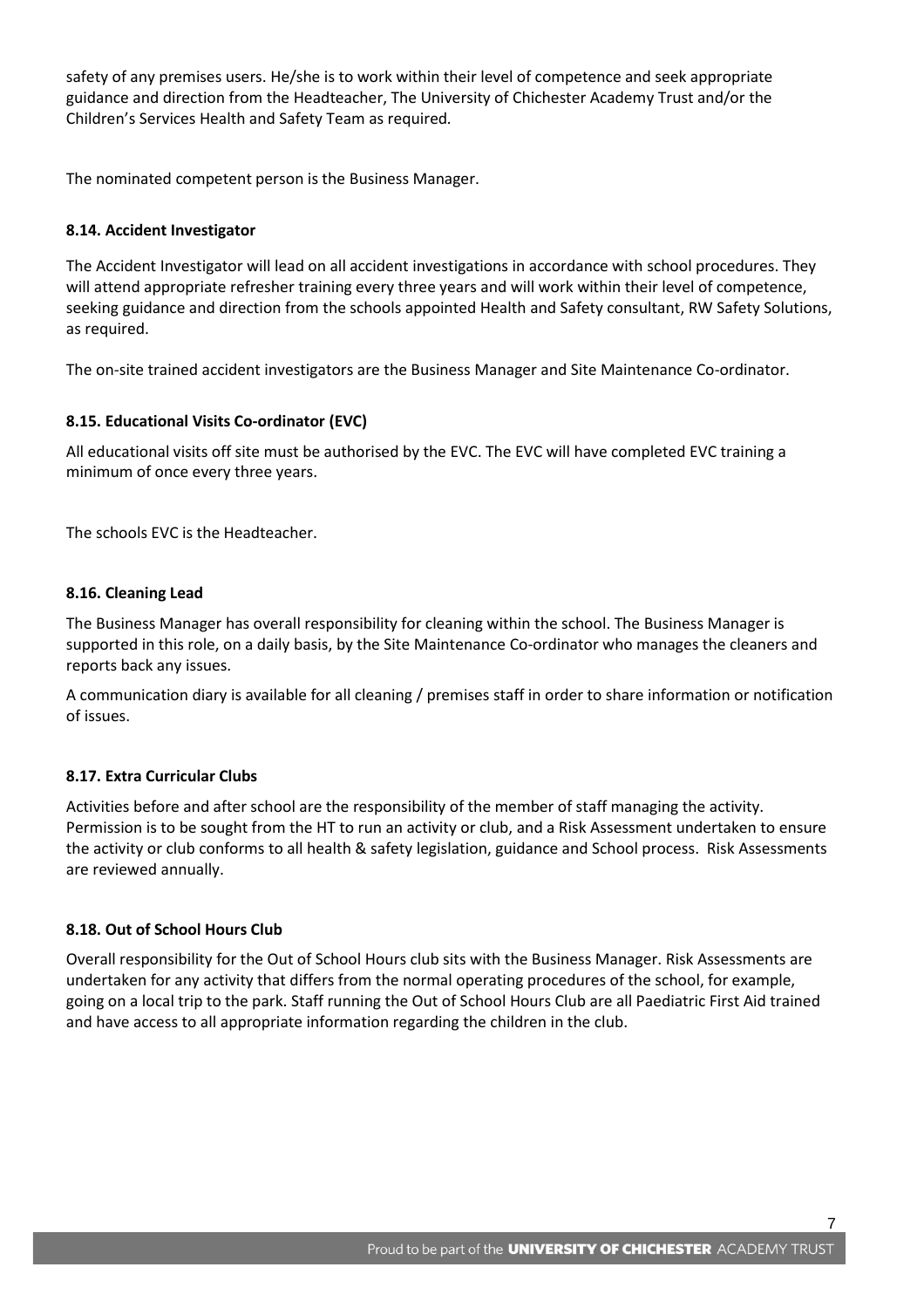safety of any premises users. He/she is to work within their level of competence and seek appropriate guidance and direction from the Headteacher, The University of Chichester Academy Trust and/or the Children's Services Health and Safety Team as required.

The nominated competent person is the Business Manager.

#### 8.14. Accident Investigator

The Accident Investigator will lead on all accident investigations in accordance with school procedures. They will attend appropriate refresher training every three years and will work within their level of competence, seeking guidance and direction from the schools appointed Health and Safety consultant, RW Safety Solutions, as required.

The on-site trained accident investigators are the Business Manager and Site Maintenance Co-ordinator.

#### 8.15. Educational Visits Co-ordinator (EVC)

All educational visits off site must be authorised by the EVC. The EVC will have completed EVC training a minimum of once every three years.

The schools EVC is the Headteacher.

#### 8.16. Cleaning Lead

The Business Manager has overall responsibility for cleaning within the school. The Business Manager is supported in this role, on a daily basis, by the Site Maintenance Co-ordinator who manages the cleaners and reports back any issues.

A communication diary is available for all cleaning / premises staff in order to share information or notification of issues.

#### 8.17. Extra Curricular Clubs

Activities before and after school are the responsibility of the member of staff managing the activity. Permission is to be sought from the HT to run an activity or club, and a Risk Assessment undertaken to ensure the activity or club conforms to all health & safety legislation, guidance and School process. Risk Assessments are reviewed annually.

#### 8.18. Out of School Hours Club

Overall responsibility for the Out of School Hours club sits with the Business Manager. Risk Assessments are undertaken for any activity that differs from the normal operating procedures of the school, for example, going on a local trip to the park. Staff running the Out of School Hours Club are all Paediatric First Aid trained and have access to all appropriate information regarding the children in the club.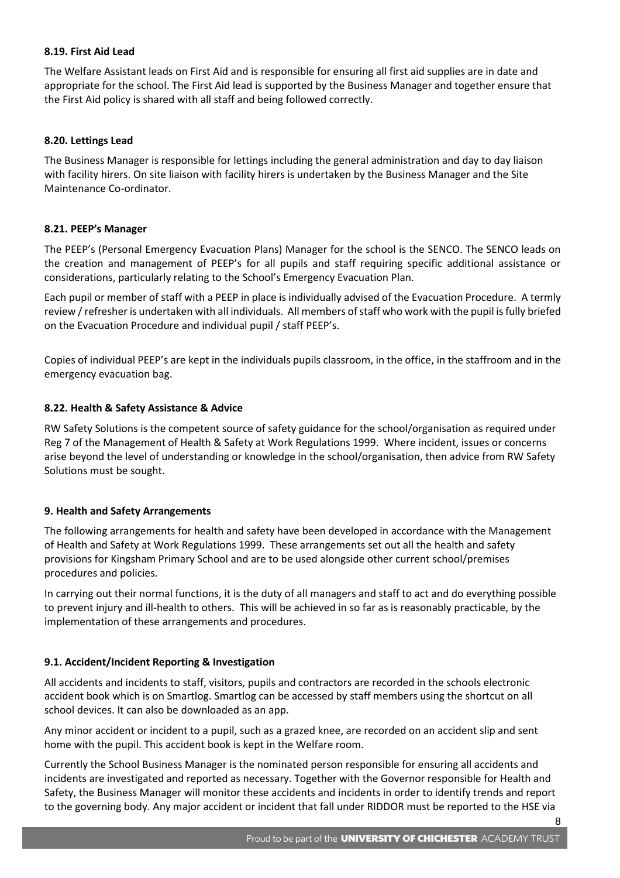#### 8.19. First Aid Lead

The Welfare Assistant leads on First Aid and is responsible for ensuring all first aid supplies are in date and appropriate for the school. The First Aid lead is supported by the Business Manager and together ensure that the First Aid policy is shared with all staff and being followed correctly.

#### 8.20. Lettings Lead

The Business Manager is responsible for lettings including the general administration and day to day liaison with facility hirers. On site liaison with facility hirers is undertaken by the Business Manager and the Site Maintenance Co-ordinator.

#### 8.21. PEEP's Manager

The PEEP's (Personal Emergency Evacuation Plans) Manager for the school is the SENCO. The SENCO leads on the creation and management of PEEP's for all pupils and staff requiring specific additional assistance or considerations, particularly relating to the School's Emergency Evacuation Plan.

Each pupil or member of staff with a PEEP in place is individually advised of the Evacuation Procedure. A termly review / refresher is undertaken with all individuals. All members of staff who work with the pupil is fully briefed on the Evacuation Procedure and individual pupil / staff PEEP's.

Copies of individual PEEP's are kept in the individuals pupils classroom, in the office, in the staffroom and in the emergency evacuation bag.

#### 8.22. Health & Safety Assistance & Advice

RW Safety Solutions is the competent source of safety guidance for the school/organisation as required under Reg 7 of the Management of Health & Safety at Work Regulations 1999. Where incident, issues or concerns arise beyond the level of understanding or knowledge in the school/organisation, then advice from RW Safety Solutions must be sought.

### 9. Health and Safety Arrangements

The following arrangements for health and safety have been developed in accordance with the Management of Health and Safety at Work Regulations 1999. These arrangements set out all the health and safety provisions for Kingsham Primary School and are to be used alongside other current school/premises procedures and policies.

In carrying out their normal functions, it is the duty of all managers and staff to act and do everything possible to prevent injury and ill-health to others. This will be achieved in so far as is reasonably practicable, by the implementation of these arrangements and procedures.

#### 9.1. Accident/Incident Reporting & Investigation

All accidents and incidents to staff, visitors, pupils and contractors are recorded in the schools electronic accident book which is on Smartlog. Smartlog can be accessed by staff members using the shortcut on all school devices. It can also be downloaded as an app.

Any minor accident or incident to a pupil, such as a grazed knee, are recorded on an accident slip and sent home with the pupil. This accident book is kept in the Welfare room.

Currently the School Business Manager is the nominated person responsible for ensuring all accidents and incidents are investigated and reported as necessary. Together with the Governor responsible for Health and Safety, the Business Manager will monitor these accidents and incidents in order to identify trends and report to the governing body. Any major accident or incident that fall under RIDDOR must be reported to the HSE via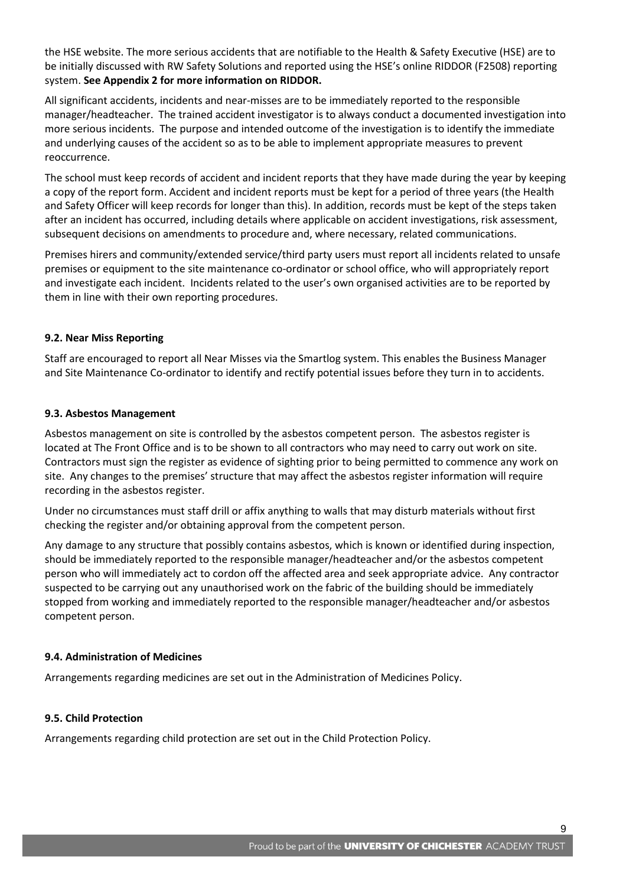the HSE website. The more serious accidents that are notifiable to the Health & Safety Executive (HSE) are to be initially discussed with RW Safety Solutions and reported using the HSE's online RIDDOR (F2508) reporting system. **See Appendix 2 for more information on RIDDOR.**

All significant accidents, incidents and near-misses are to be immediately reported to the responsible manager/headteacher. The trained accident investigator is to always conduct a documented investigation into more serious incidents. The purpose and intended outcome of the investigation is to identify the immediate and underlying causes of the accident so as to be able to implement appropriate measures to prevent reoccurrence.

The school must keep records of accident and incident reports that they have made during the year by keeping a copy of the report form. Accident and incident reports must be kept for a period of three years (the Health and Safety Officer will keep records for longer than this). In addition, records must be kept of the steps taken after an incident has occurred, including details where applicable on accident investigations, risk assessment, subsequent decisions on amendments to procedure and, where necessary, related communications.

Premises hirers and community/extended service/third party users must report all incidents related to unsafe premises or equipment to the site maintenance co-ordinator or school office, who will appropriately report and investigate each incident. Incidents related to the user's own organised activities are to be reported by them in line with their own reporting procedures.

### 9.2. Near Miss Reporting

Staff are encouraged to report all Near Misses via the Smartlog system. This enables the Business Manager and Site Maintenance Co-ordinator to identify and rectify potential issues before they turn in to accidents.

### 9.3. Asbestos Management

Asbestos management on site is controlled by the asbestos competent person. The asbestos register is located at The Front Office and is to be shown to all contractors who may need to carry out work on site. Contractors must sign the register as evidence of sighting prior to being permitted to commence any work on site. Any changes to the premises' structure that may affect the asbestos register information will require recording in the asbestos register.

Under no circumstances must staff drill or affix anything to walls that may disturb materials without first checking the register and/or obtaining approval from the competent person.

Any damage to any structure that possibly contains asbestos, which is known or identified during inspection, should be immediately reported to the responsible manager/headteacher and/or the asbestos competent person who will immediately act to cordon off the affected area and seek appropriate advice. Any contractor suspected to be carrying out any unauthorised work on the fabric of the building should be immediately stopped from working and immediately reported to the responsible manager/headteacher and/or asbestos competent person.

### 9.4. Administration of Medicines

Arrangements regarding medicines are set out in the Administration of Medicines Policy.

### 9.5. Child Protection

Arrangements regarding child protection are set out in the Child Protection Policy.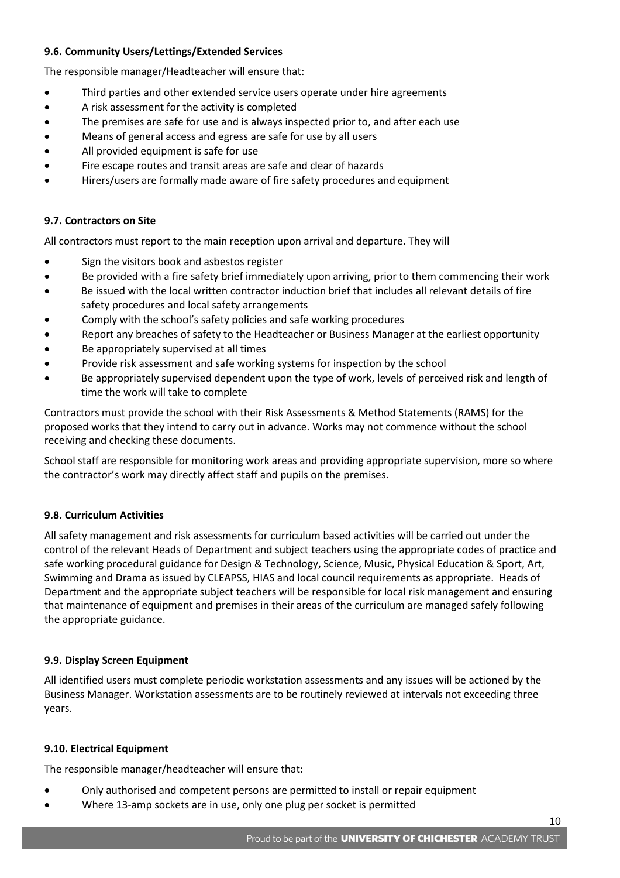### 9.6. Community Users/Lettings/Extended Services

The responsible manager/Headteacher will ensure that:

- Third parties and other extended service users operate under hire agreements
- A risk assessment for the activity is completed
- The premises are safe for use and is always inspected prior to, and after each use
- Means of general access and egress are safe for use by all users
- All provided equipment is safe for use
- Fire escape routes and transit areas are safe and clear of hazards
- Hirers/users are formally made aware of fire safety procedures and equipment

### 9.7. Contractors on Site

All contractors must report to the main reception upon arrival and departure. They will

- Sign the visitors book and asbestos register
- Be provided with a fire safety brief immediately upon arriving, prior to them commencing their work
- Be issued with the local written contractor induction brief that includes all relevant details of fire safety procedures and local safety arrangements
- Comply with the school's safety policies and safe working procedures
- Report any breaches of safety to the Headteacher or Business Manager at the earliest opportunity
- Be appropriately supervised at all times
- Provide risk assessment and safe working systems for inspection by the school
- Be appropriately supervised dependent upon the type of work, levels of perceived risk and length of time the work will take to complete

Contractors must provide the school with their Risk Assessments & Method Statements (RAMS) for the proposed works that they intend to carry out in advance. Works may not commence without the school receiving and checking these documents.

School staff are responsible for monitoring work areas and providing appropriate supervision, more so where the contractor's work may directly affect staff and pupils on the premises.

### 9.8. Curriculum Activities

All safety management and risk assessments for curriculum based activities will be carried out under the control of the relevant Heads of Department and subject teachers using the appropriate codes of practice and safe working procedural guidance for Design & Technology, Science, Music, Physical Education & Sport, Art, Swimming and Drama as issued by CLEAPSS, HIAS and local council requirements as appropriate. Heads of Department and the appropriate subject teachers will be responsible for local risk management and ensuring that maintenance of equipment and premises in their areas of the curriculum are managed safely following the appropriate guidance.

### 9.9. Display Screen Equipment

All identified users must complete periodic workstation assessments and any issues will be actioned by the Business Manager. Workstation assessments are to be routinely reviewed at intervals not exceeding three years.

### 9.10. Electrical Equipment

The responsible manager/headteacher will ensure that:

- Only authorised and competent persons are permitted to install or repair equipment
- Where 13-amp sockets are in use, only one plug per socket is permitted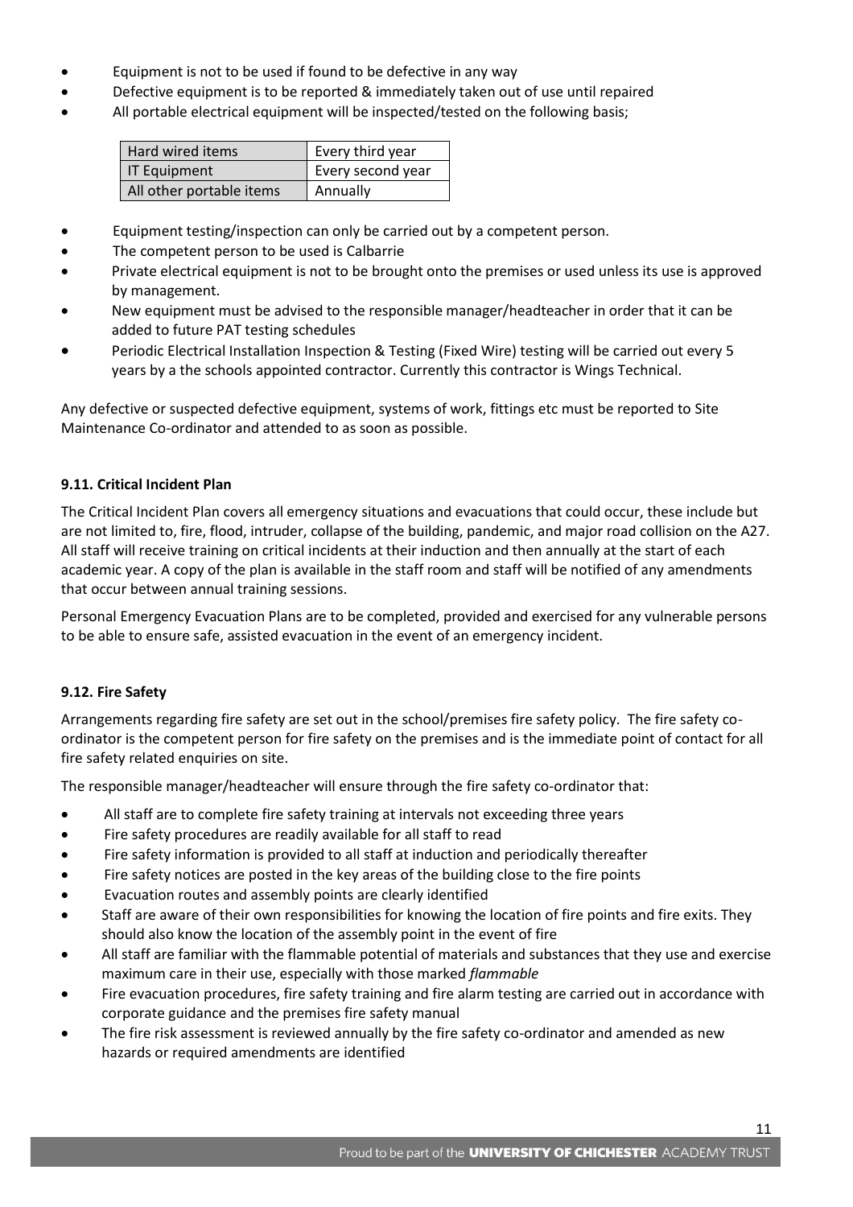- Equipment is not to be used if found to be defective in any way
- Defective equipment is to be reported & immediately taken out of use until repaired
- All portable electrical equipment will be inspected/tested on the following basis;

| Hard wired items | Every third year |
|---|---|
| IT Equipment | Every second year |
| All other portable items | Annually |

- Equipment testing/inspection can only be carried out by a competent person.
- The competent person to be used is Calbarrie
- Private electrical equipment is not to be brought onto the premises or used unless its use is approved by management.
- New equipment must be advised to the responsible manager/headteacher in order that it can be added to future PAT testing schedules
- Periodic Electrical Installation Inspection & Testing (Fixed Wire) testing will be carried out every 5 years by a the schools appointed contractor. Currently this contractor is Wings Technical.

Any defective or suspected defective equipment, systems of work, fittings etc must be reported to Site Maintenance Co-ordinator and attended to as soon as possible.

#### 9.11. Critical Incident Plan

The Critical Incident Plan covers all emergency situations and evacuations that could occur, these include but are not limited to, fire, flood, intruder, collapse of the building, pandemic, and major road collision on the A27. All staff will receive training on critical incidents at their induction and then annually at the start of each academic year. A copy of the plan is available in the staff room and staff will be notified of any amendments that occur between annual training sessions.

Personal Emergency Evacuation Plans are to be completed, provided and exercised for any vulnerable persons to be able to ensure safe, assisted evacuation in the event of an emergency incident.

#### 9.12. Fire Safety

Arrangements regarding fire safety are set out in the school/premises fire safety policy. The fire safety co-ordinator is the competent person for fire safety on the premises and is the immediate point of contact for all fire safety related enquiries on site.

The responsible manager/headteacher will ensure through the fire safety co-ordinator that:

- All staff are to complete fire safety training at intervals not exceeding three years
- Fire safety procedures are readily available for all staff to read
- Fire safety information is provided to all staff at induction and periodically thereafter
- Fire safety notices are posted in the key areas of the building close to the fire points
- Evacuation routes and assembly points are clearly identified
- Staff are aware of their own responsibilities for knowing the location of fire points and fire exits. They should also know the location of the assembly point in the event of fire
- All staff are familiar with the flammable potential of materials and substances that they use and exercise maximum care in their use, especially with those marked *flammable*
- Fire evacuation procedures, fire safety training and fire alarm testing are carried out in accordance with corporate guidance and the premises fire safety manual
- The fire risk assessment is reviewed annually by the fire safety co-ordinator and amended as new hazards or required amendments are identified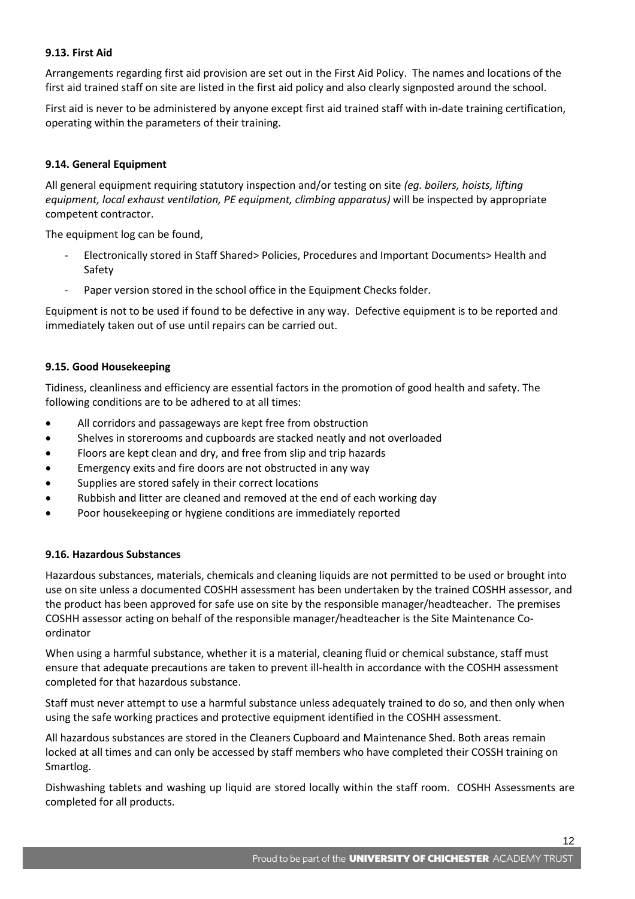#### 9.13. First Aid

Arrangements regarding first aid provision are set out in the First Aid Policy. The names and locations of the first aid trained staff on site are listed in the first aid policy and also clearly signposted around the school.

First aid is never to be administered by anyone except first aid trained staff with in-date training certification, operating within the parameters of their training.

#### 9.14. General Equipment

All general equipment requiring statutory inspection and/or testing on site *(eg. boilers, hoists, lifting equipment, local exhaust ventilation, PE equipment, climbing apparatus)* will be inspected by appropriate competent contractor.

The equipment log can be found,

- Electronically stored in Staff Shared> Policies, Procedures and Important Documents> Health and Safety
- Paper version stored in the school office in the Equipment Checks folder.

Equipment is not to be used if found to be defective in any way. Defective equipment is to be reported and immediately taken out of use until repairs can be carried out.

#### 9.15. Good Housekeeping

Tidiness, cleanliness and efficiency are essential factors in the promotion of good health and safety. The following conditions are to be adhered to at all times:

- All corridors and passageways are kept free from obstruction
- Shelves in storerooms and cupboards are stacked neatly and not overloaded
- Floors are kept clean and dry, and free from slip and trip hazards
- Emergency exits and fire doors are not obstructed in any way
- Supplies are stored safely in their correct locations
- Rubbish and litter are cleaned and removed at the end of each working day
- Poor housekeeping or hygiene conditions are immediately reported

#### 9.16. Hazardous Substances

Hazardous substances, materials, chemicals and cleaning liquids are not permitted to be used or brought into use on site unless a documented COSHH assessment has been undertaken by the trained COSHH assessor, and the product has been approved for safe use on site by the responsible manager/headteacher. The premises COSHH assessor acting on behalf of the responsible manager/headteacher is the Site Maintenance Co-ordinator

When using a harmful substance, whether it is a material, cleaning fluid or chemical substance, staff must ensure that adequate precautions are taken to prevent ill-health in accordance with the COSHH assessment completed for that hazardous substance.

Staff must never attempt to use a harmful substance unless adequately trained to do so, and then only when using the safe working practices and protective equipment identified in the COSHH assessment.

All hazardous substances are stored in the Cleaners Cupboard and Maintenance Shed. Both areas remain locked at all times and can only be accessed by staff members who have completed their COSSH training on Smartlog.

Dishwashing tablets and washing up liquid are stored locally within the staff room. COSHH Assessments are completed for all products.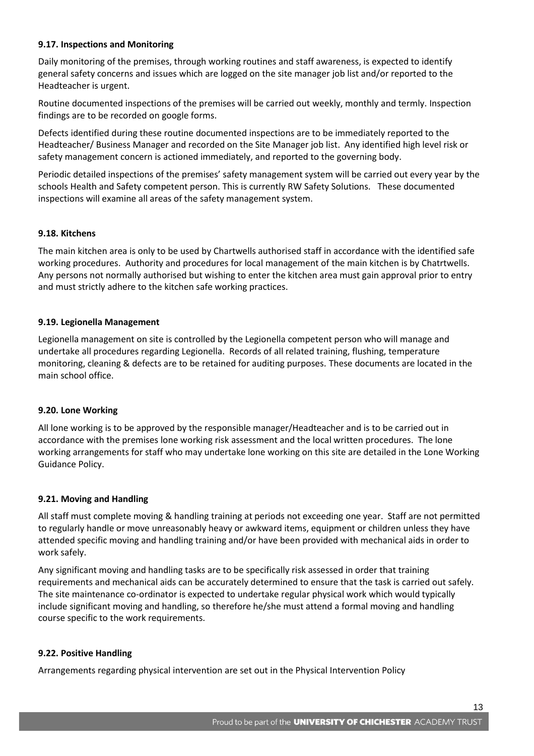**9.17. Inspections and Monitoring**

Daily monitoring of the premises, through working routines and staff awareness, is expected to identify general safety concerns and issues which are logged on the site manager job list and/or reported to the Headteacher is urgent.

Routine documented inspections of the premises will be carried out weekly, monthly and termly. Inspection findings are to be recorded on google forms.

Defects identified during these routine documented inspections are to be immediately reported to the Headteacher/ Business Manager and recorded on the Site Manager job list. Any identified high level risk or safety management concern is actioned immediately, and reported to the governing body.

Periodic detailed inspections of the premises' safety management system will be carried out every year by the schools Health and Safety competent person. This is currently RW Safety Solutions. These documented inspections will examine all areas of the safety management system.

**9.18. Kitchens**

The main kitchen area is only to be used by Chartwells authorised staff in accordance with the identified safe working procedures. Authority and procedures for local management of the main kitchen is by Chatrtwells. Any persons not normally authorised but wishing to enter the kitchen area must gain approval prior to entry and must strictly adhere to the kitchen safe working practices.

**9.19. Legionella Management**

Legionella management on site is controlled by the Legionella competent person who will manage and undertake all procedures regarding Legionella. Records of all related training, flushing, temperature monitoring, cleaning & defects are to be retained for auditing purposes. These documents are located in the main school office.

**9.20. Lone Working**

All lone working is to be approved by the responsible manager/Headteacher and is to be carried out in accordance with the premises lone working risk assessment and the local written procedures. The lone working arrangements for staff who may undertake lone working on this site are detailed in the Lone Working Guidance Policy.

**9.21. Moving and Handling**

All staff must complete moving & handling training at periods not exceeding one year. Staff are not permitted to regularly handle or move unreasonably heavy or awkward items, equipment or children unless they have attended specific moving and handling training and/or have been provided with mechanical aids in order to work safely.

Any significant moving and handling tasks are to be specifically risk assessed in order that training requirements and mechanical aids can be accurately determined to ensure that the task is carried out safely. The site maintenance co-ordinator is expected to undertake regular physical work which would typically include significant moving and handling, so therefore he/she must attend a formal moving and handling course specific to the work requirements.

**9.22. Positive Handling**

Arrangements regarding physical intervention are set out in the Physical Intervention Policy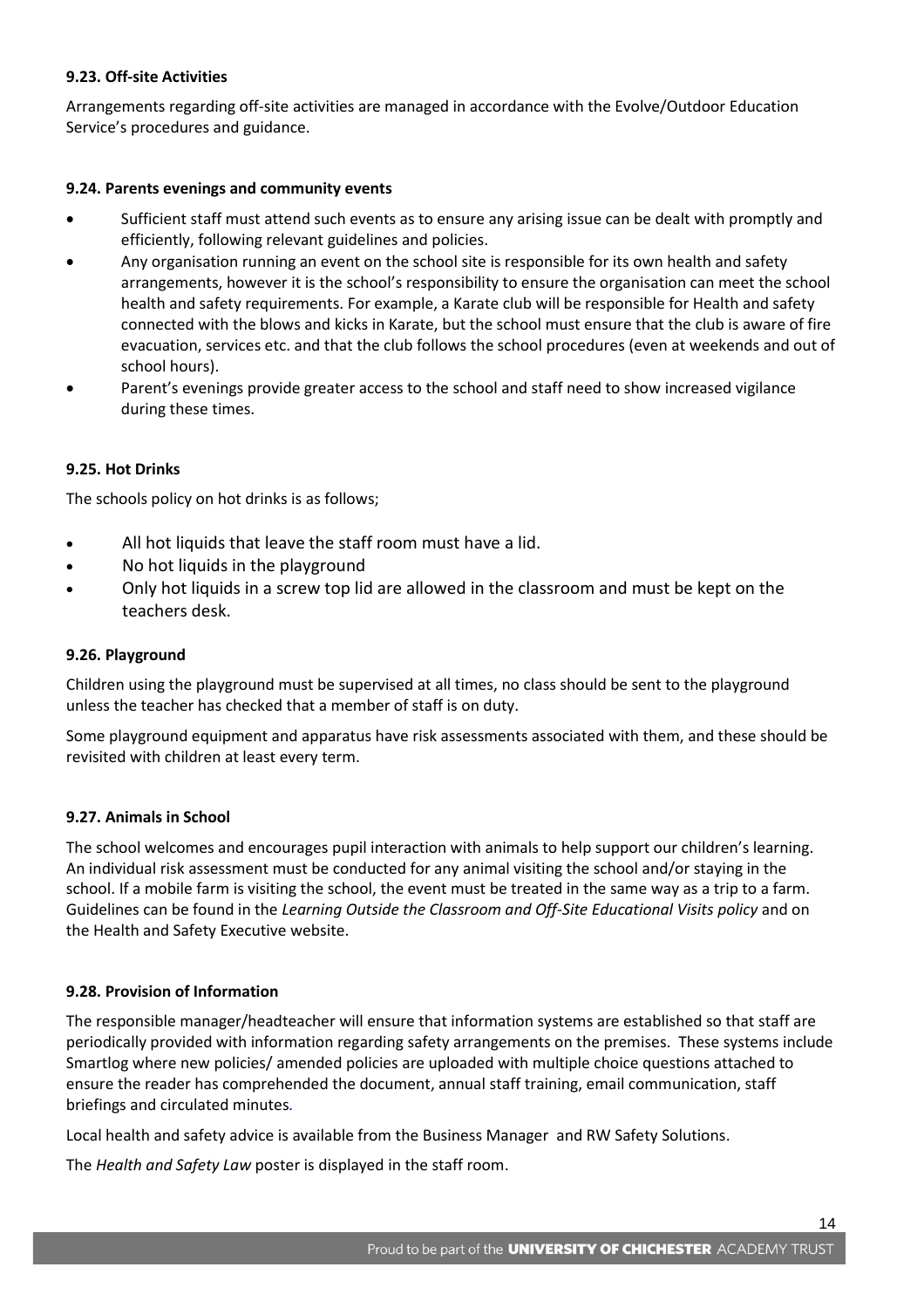**9.23. Off-site Activities**

Arrangements regarding off-site activities are managed in accordance with the Evolve/Outdoor Education Service's procedures and guidance.

**9.24. Parents evenings and community events**

- Sufficient staff must attend such events as to ensure any arising issue can be dealt with promptly and efficiently, following relevant guidelines and policies.
- Any organisation running an event on the school site is responsible for its own health and safety arrangements, however it is the school's responsibility to ensure the organisation can meet the school health and safety requirements. For example, a Karate club will be responsible for Health and safety connected with the blows and kicks in Karate, but the school must ensure that the club is aware of fire evacuation, services etc. and that the club follows the school procedures (even at weekends and out of school hours).
- Parent's evenings provide greater access to the school and staff need to show increased vigilance during these times.

**9.25. Hot Drinks**

The schools policy on hot drinks is as follows;

- All hot liquids that leave the staff room must have a lid.
- No hot liquids in the playground
- Only hot liquids in a screw top lid are allowed in the classroom and must be kept on the teachers desk.

**9.26. Playground**

Children using the playground must be supervised at all times, no class should be sent to the playground unless the teacher has checked that a member of staff is on duty.

Some playground equipment and apparatus have risk assessments associated with them, and these should be revisited with children at least every term.

**9.27. Animals in School**

The school welcomes and encourages pupil interaction with animals to help support our children's learning. An individual risk assessment must be conducted for any animal visiting the school and/or staying in the school. If a mobile farm is visiting the school, the event must be treated in the same way as a trip to a farm. Guidelines can be found in the *Learning Outside the Classroom and Off-Site Educational Visits policy* and on the Health and Safety Executive website.

**9.28. Provision of Information**

The responsible manager/headteacher will ensure that information systems are established so that staff are periodically provided with information regarding safety arrangements on the premises. These systems include Smartlog where new policies/ amended policies are uploaded with multiple choice questions attached to ensure the reader has comprehended the document, annual staff training, email communication, staff briefings and circulated minutes.

Local health and safety advice is available from the Business Manager and RW Safety Solutions.

The *Health and Safety Law* poster is displayed in the staff room.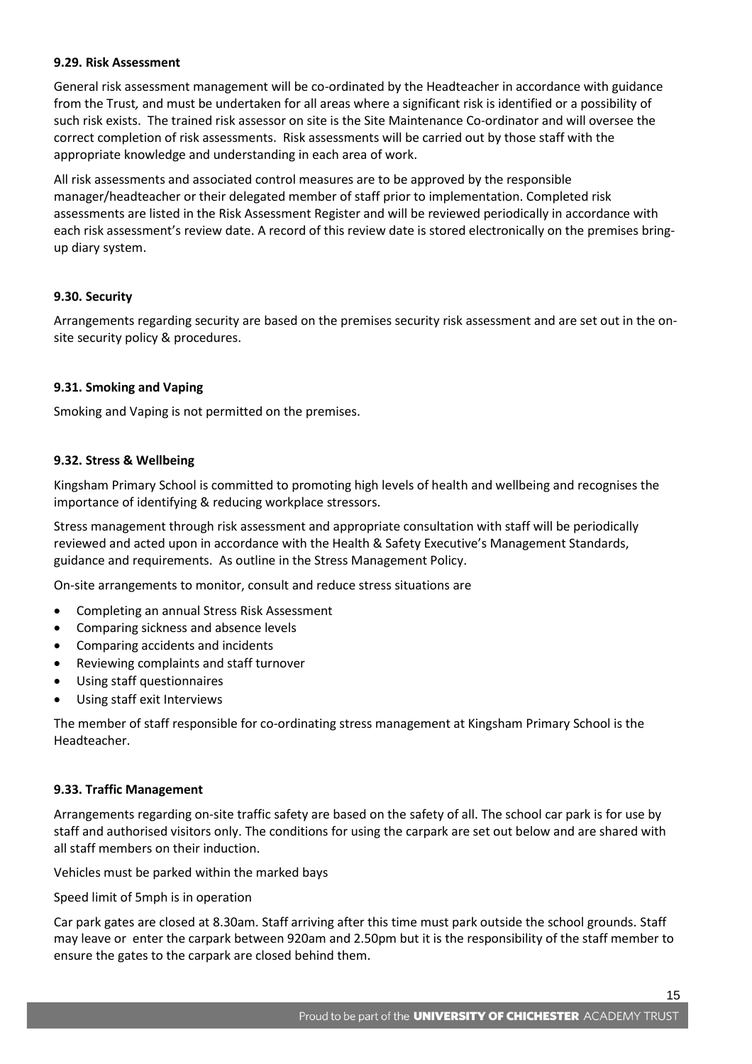#### 9.29. Risk Assessment

General risk assessment management will be co-ordinated by the Headteacher in accordance with guidance from the Trust, and must be undertaken for all areas where a significant risk is identified or a possibility of such risk exists. The trained risk assessor on site is the Site Maintenance Co-ordinator and will oversee the correct completion of risk assessments. Risk assessments will be carried out by those staff with the appropriate knowledge and understanding in each area of work.

All risk assessments and associated control measures are to be approved by the responsible manager/headteacher or their delegated member of staff prior to implementation. Completed risk assessments are listed in the Risk Assessment Register and will be reviewed periodically in accordance with each risk assessment's review date. A record of this review date is stored electronically on the premises bring-up diary system.

#### 9.30. Security

Arrangements regarding security are based on the premises security risk assessment and are set out in the on-site security policy & procedures.

#### 9.31. Smoking and Vaping

Smoking and Vaping is not permitted on the premises.

#### 9.32. Stress & Wellbeing

Kingsham Primary School is committed to promoting high levels of health and wellbeing and recognises the importance of identifying & reducing workplace stressors.

Stress management through risk assessment and appropriate consultation with staff will be periodically reviewed and acted upon in accordance with the Health & Safety Executive's Management Standards, guidance and requirements. As outline in the Stress Management Policy.

On-site arrangements to monitor, consult and reduce stress situations are

- Completing an annual Stress Risk Assessment
- Comparing sickness and absence levels
- Comparing accidents and incidents
- Reviewing complaints and staff turnover
- Using staff questionnaires
- Using staff exit Interviews

The member of staff responsible for co-ordinating stress management at Kingsham Primary School is the Headteacher.

#### 9.33. Traffic Management

Arrangements regarding on-site traffic safety are based on the safety of all. The school car park is for use by staff and authorised visitors only. The conditions for using the carpark are set out below and are shared with all staff members on their induction.

Vehicles must be parked within the marked bays

Speed limit of 5mph is in operation

Car park gates are closed at 8.30am. Staff arriving after this time must park outside the school grounds. Staff may leave or enter the carpark between 920am and 2.50pm but it is the responsibility of the staff member to ensure the gates to the carpark are closed behind them.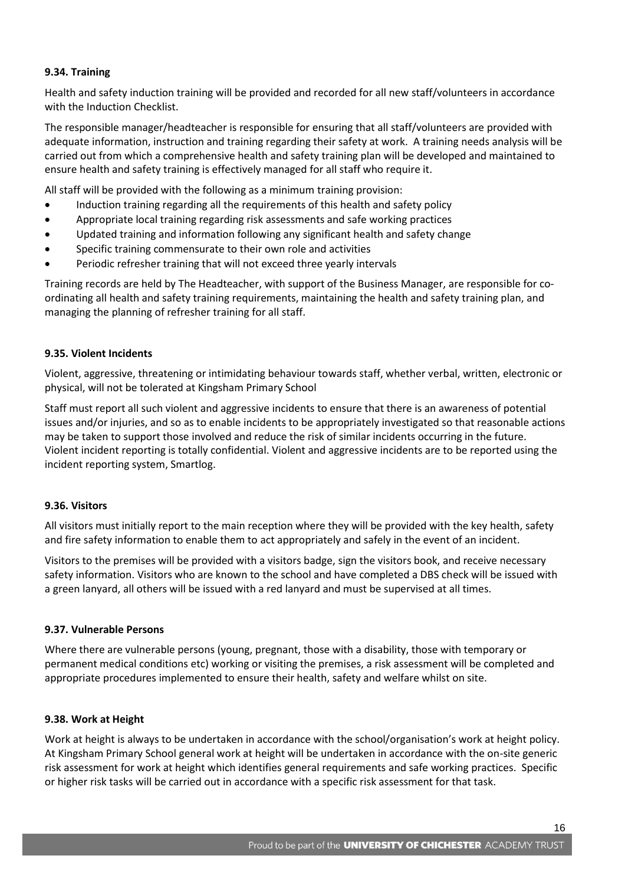#### 9.34. Training

Health and safety induction training will be provided and recorded for all new staff/volunteers in accordance with the Induction Checklist.

The responsible manager/headteacher is responsible for ensuring that all staff/volunteers are provided with adequate information, instruction and training regarding their safety at work. A training needs analysis will be carried out from which a comprehensive health and safety training plan will be developed and maintained to ensure health and safety training is effectively managed for all staff who require it.

All staff will be provided with the following as a minimum training provision:

- Induction training regarding all the requirements of this health and safety policy
- Appropriate local training regarding risk assessments and safe working practices
- Updated training and information following any significant health and safety change
- Specific training commensurate to their own role and activities
- Periodic refresher training that will not exceed three yearly intervals

Training records are held by The Headteacher, with support of the Business Manager, are responsible for co-ordinating all health and safety training requirements, maintaining the health and safety training plan, and managing the planning of refresher training for all staff.

#### 9.35. Violent Incidents

Violent, aggressive, threatening or intimidating behaviour towards staff, whether verbal, written, electronic or physical, will not be tolerated at Kingsham Primary School

Staff must report all such violent and aggressive incidents to ensure that there is an awareness of potential issues and/or injuries, and so as to enable incidents to be appropriately investigated so that reasonable actions may be taken to support those involved and reduce the risk of similar incidents occurring in the future. Violent incident reporting is totally confidential. Violent and aggressive incidents are to be reported using the incident reporting system, Smartlog.

#### 9.36. Visitors

All visitors must initially report to the main reception where they will be provided with the key health, safety and fire safety information to enable them to act appropriately and safely in the event of an incident.

Visitors to the premises will be provided with a visitors badge, sign the visitors book, and receive necessary safety information. Visitors who are known to the school and have completed a DBS check will be issued with a green lanyard, all others will be issued with a red lanyard and must be supervised at all times.

#### 9.37. Vulnerable Persons

Where there are vulnerable persons (young, pregnant, those with a disability, those with temporary or permanent medical conditions etc) working or visiting the premises, a risk assessment will be completed and appropriate procedures implemented to ensure their health, safety and welfare whilst on site.

#### 9.38. Work at Height

Work at height is always to be undertaken in accordance with the school/organisation's work at height policy. At Kingsham Primary School general work at height will be undertaken in accordance with the on-site generic risk assessment for work at height which identifies general requirements and safe working practices. Specific or higher risk tasks will be carried out in accordance with a specific risk assessment for that task.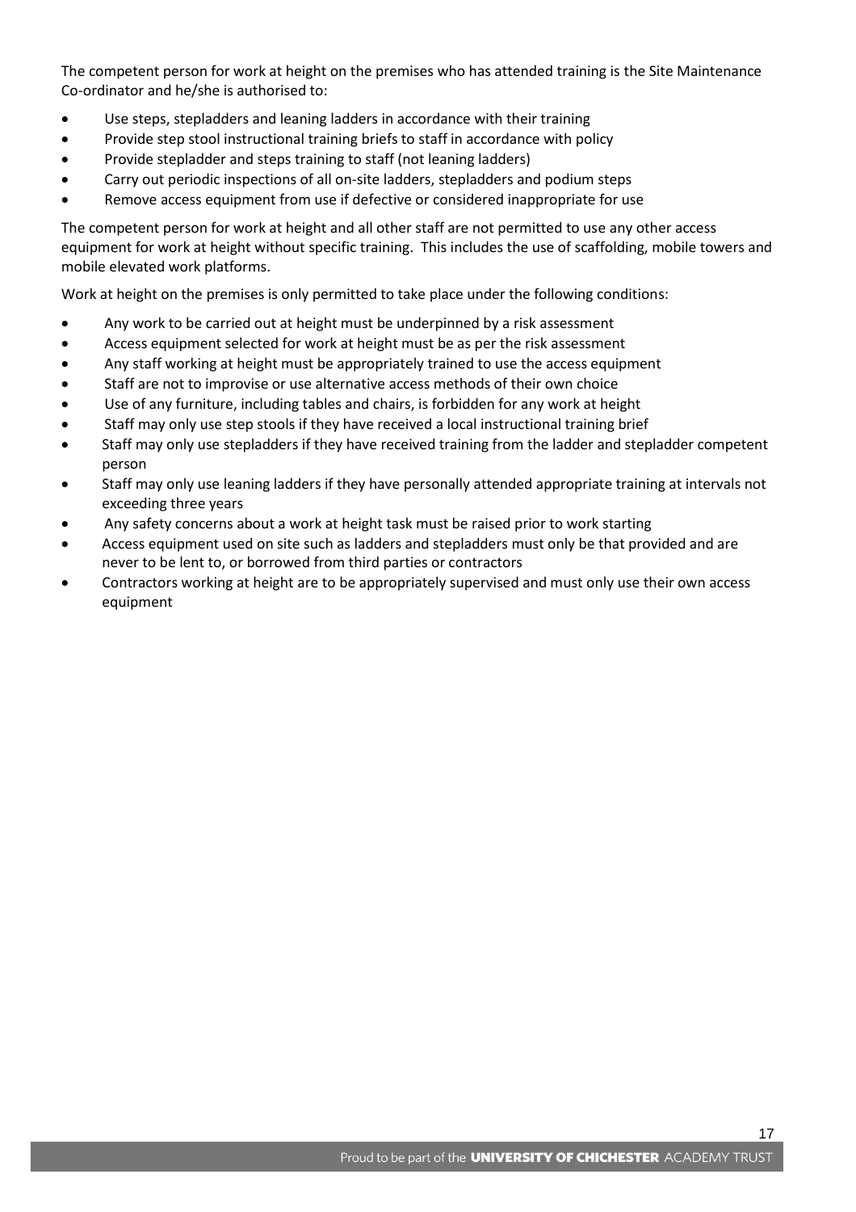The competent person for work at height on the premises who has attended training is the Site Maintenance Co-ordinator and he/she is authorised to:

- Use steps, stepladders and leaning ladders in accordance with their training
- Provide step stool instructional training briefs to staff in accordance with policy
- Provide stepladder and steps training to staff (not leaning ladders)
- Carry out periodic inspections of all on-site ladders, stepladders and podium steps
- Remove access equipment from use if defective or considered inappropriate for use

The competent person for work at height and all other staff are not permitted to use any other access equipment for work at height without specific training. This includes the use of scaffolding, mobile towers and mobile elevated work platforms.

Work at height on the premises is only permitted to take place under the following conditions:

- Any work to be carried out at height must be underpinned by a risk assessment
- Access equipment selected for work at height must be as per the risk assessment
- Any staff working at height must be appropriately trained to use the access equipment
- Staff are not to improvise or use alternative access methods of their own choice
- Use of any furniture, including tables and chairs, is forbidden for any work at height
- Staff may only use step stools if they have received a local instructional training brief
- Staff may only use stepladders if they have received training from the ladder and stepladder competent person
- Staff may only use leaning ladders if they have personally attended appropriate training at intervals not exceeding three years
- Any safety concerns about a work at height task must be raised prior to work starting
- Access equipment used on site such as ladders and stepladders must only be that provided and are never to be lent to, or borrowed from third parties or contractors
- Contractors working at height are to be appropriately supervised and must only use their own access equipment